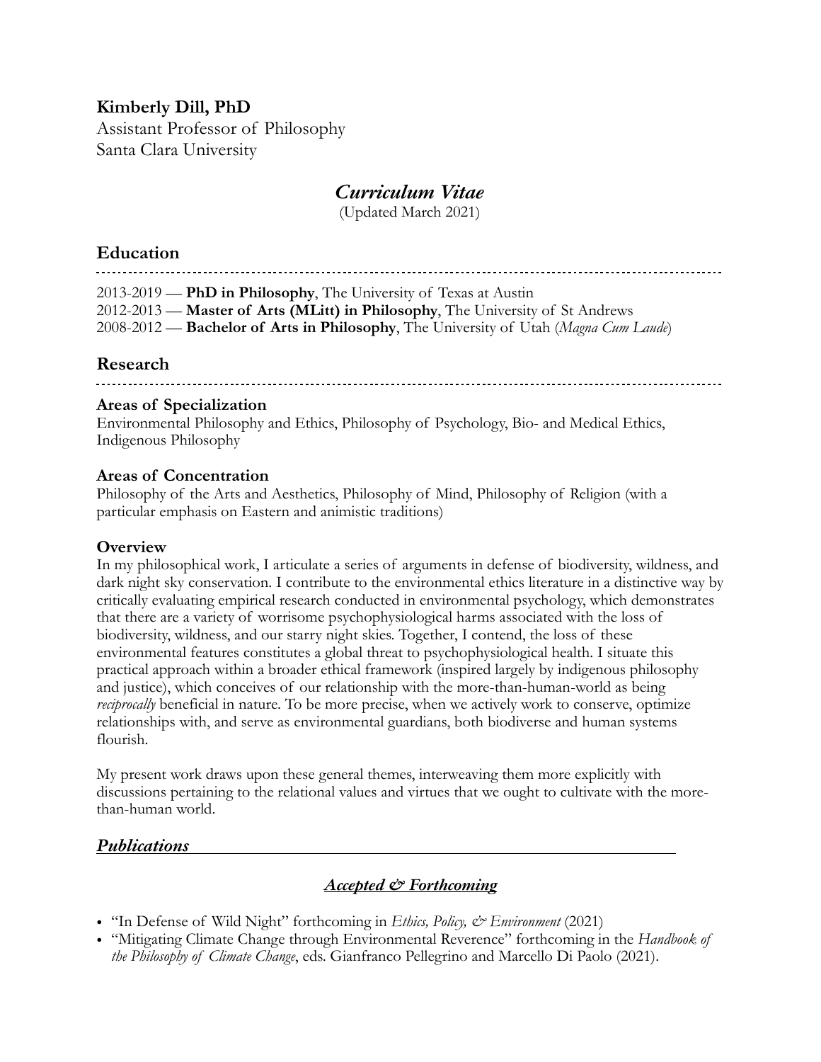**Kimberly Dill, PhD**
Assistant Professor of Philosophy
Santa Clara University

# *Curriculum Vitae*

(Updated March 2021)

## Education

2013-2019 — **PhD in Philosophy**, The University of Texas at Austin
2012-2013 — **Master of Arts (MLitt) in Philosophy**, The University of St Andrews
2008-2012 — **Bachelor of Arts in Philosophy**, The University of Utah (*Magna Cum Laude*)

## Research

### Areas of Specialization

Environmental Philosophy and Ethics, Philosophy of Psychology, Bio- and Medical Ethics, Indigenous Philosophy

### Areas of Concentration

Philosophy of the Arts and Aesthetics, Philosophy of Mind, Philosophy of Religion (with a particular emphasis on Eastern and animistic traditions)

### Overview

In my philosophical work, I articulate a series of arguments in defense of biodiversity, wildness, and dark night sky conservation. I contribute to the environmental ethics literature in a distinctive way by critically evaluating empirical research conducted in environmental psychology, which demonstrates that there are a variety of worrisome psychophysiological harms associated with the loss of biodiversity, wildness, and our starry night skies. Together, I contend, the loss of these environmental features constitutes a global threat to psychophysiological health. I situate this practical approach within a broader ethical framework (inspired largely by indigenous philosophy and justice), which conceives of our relationship with the more-than-human-world as being *reciprocally* beneficial in nature. To be more precise, when we actively work to conserve, optimize relationships with, and serve as environmental guardians, both biodiverse and human systems flourish.

My present work draws upon these general themes, interweaving them more explicitly with discussions pertaining to the relational values and virtues that we ought to cultivate with the more-than-human world.

## ***Publications***

### ***Accepted & Forthcoming***

- "In Defense of Wild Night" forthcoming in *Ethics, Policy, & Environment* (2021)
- "Mitigating Climate Change through Environmental Reverence" forthcoming in the *Handbook of the Philosophy of Climate Change*, eds. Gianfranco Pellegrino and Marcello Di Paolo (2021).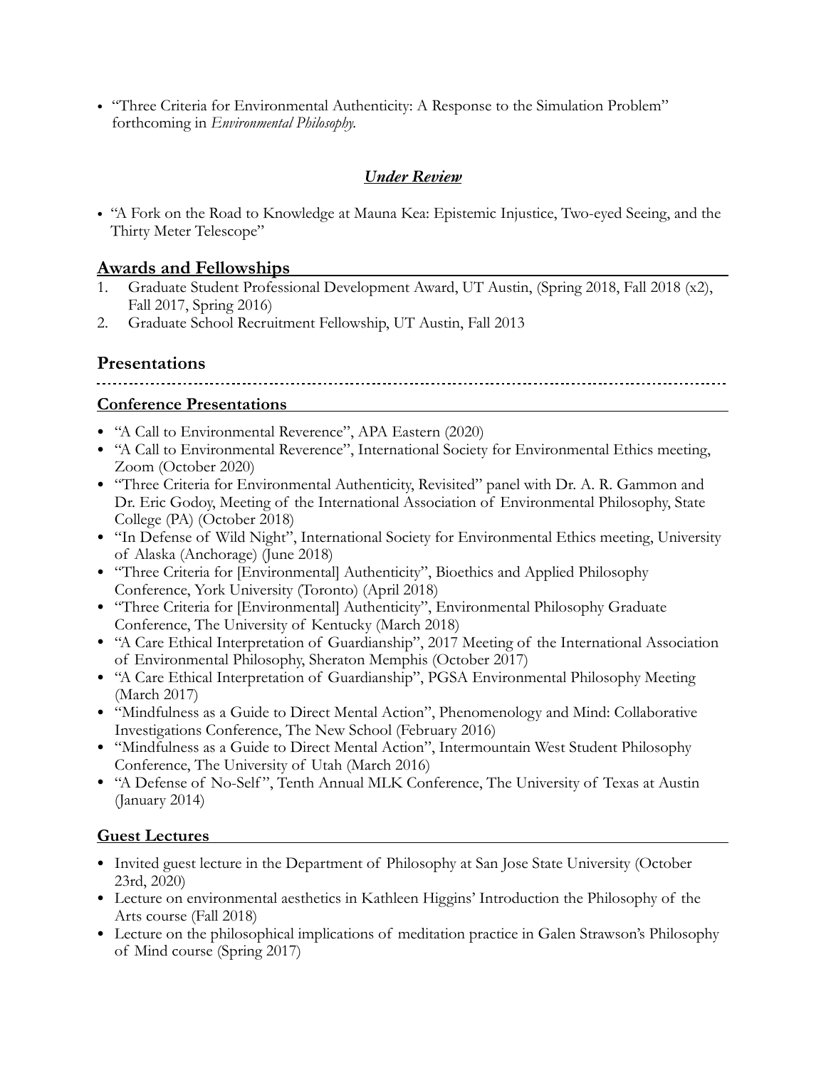- "Three Criteria for Environmental Authenticity: A Response to the Simulation Problem" forthcoming in *Environmental Philosophy.*

### ***Under Review***

- "A Fork on the Road to Knowledge at Mauna Kea: Epistemic Injustice, Two-eyed Seeing, and the Thirty Meter Telescope"

## Awards and Fellowships

1. Graduate Student Professional Development Award, UT Austin, (Spring 2018, Fall 2018 (x2), Fall 2017, Spring 2016)
2. Graduate School Recruitment Fellowship, UT Austin, Fall 2013

## Presentations

### Conference Presentations

- "A Call to Environmental Reverence", APA Eastern (2020)
- "A Call to Environmental Reverence", International Society for Environmental Ethics meeting, Zoom (October 2020)
- "Three Criteria for Environmental Authenticity, Revisited" panel with Dr. A. R. Gammon and Dr. Eric Godoy, Meeting of the International Association of Environmental Philosophy, State College (PA) (October 2018)
- "In Defense of Wild Night", International Society for Environmental Ethics meeting, University of Alaska (Anchorage) (June 2018)
- "Three Criteria for [Environmental] Authenticity", Bioethics and Applied Philosophy Conference, York University (Toronto) (April 2018)
- "Three Criteria for [Environmental] Authenticity", Environmental Philosophy Graduate Conference, The University of Kentucky (March 2018)
- "A Care Ethical Interpretation of Guardianship", 2017 Meeting of the International Association of Environmental Philosophy, Sheraton Memphis (October 2017)
- "A Care Ethical Interpretation of Guardianship", PGSA Environmental Philosophy Meeting (March 2017)
- "Mindfulness as a Guide to Direct Mental Action", Phenomenology and Mind: Collaborative Investigations Conference, The New School (February 2016)
- "Mindfulness as a Guide to Direct Mental Action", Intermountain West Student Philosophy Conference, The University of Utah (March 2016)
- "A Defense of No-Self", Tenth Annual MLK Conference, The University of Texas at Austin (January 2014)

### Guest Lectures

- Invited guest lecture in the Department of Philosophy at San Jose State University (October 23rd, 2020)
- Lecture on environmental aesthetics in Kathleen Higgins' Introduction the Philosophy of the Arts course (Fall 2018)
- Lecture on the philosophical implications of meditation practice in Galen Strawson's Philosophy of Mind course (Spring 2017)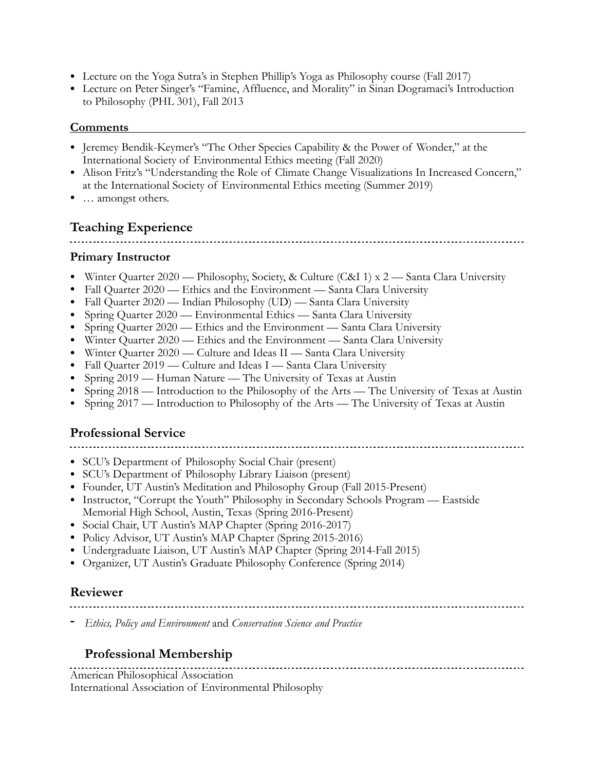- Lecture on the Yoga Sutra's in Stephen Phillip's Yoga as Philosophy course (Fall 2017)
- Lecture on Peter Singer's "Famine, Affluence, and Morality" in Sinan Dogramaci's Introduction to Philosophy (PHL 301), Fall 2013

### Comments

- Jeremey Bendik-Keymer's "The Other Species Capability & the Power of Wonder," at the International Society of Environmental Ethics meeting (Fall 2020)
- Alison Fritz's "Understanding the Role of Climate Change Visualizations In Increased Concern," at the International Society of Environmental Ethics meeting (Summer 2019)
- … amongst others.

## Teaching Experience

### Primary Instructor

- Winter Quarter 2020 — Philosophy, Society, & Culture (C&I 1) x 2 — Santa Clara University
- Fall Quarter 2020 — Ethics and the Environment — Santa Clara University
- Fall Quarter 2020 — Indian Philosophy (UD) — Santa Clara University
- Spring Quarter 2020 — Environmental Ethics — Santa Clara University
- Spring Quarter 2020 — Ethics and the Environment — Santa Clara University
- Winter Quarter 2020 — Ethics and the Environment — Santa Clara University
- Winter Quarter 2020 — Culture and Ideas II — Santa Clara University
- Fall Quarter 2019 — Culture and Ideas I — Santa Clara University
- Spring 2019 — Human Nature — The University of Texas at Austin
- Spring 2018 — Introduction to the Philosophy of the Arts — The University of Texas at Austin
- Spring 2017 — Introduction to Philosophy of the Arts — The University of Texas at Austin

## Professional Service

- SCU's Department of Philosophy Social Chair (present)
- SCU's Department of Philosophy Library Liaison (present)
- Founder, UT Austin's Meditation and Philosophy Group (Fall 2015-Present)
- Instructor, "Corrupt the Youth" Philosophy in Secondary Schools Program — Eastside Memorial High School, Austin, Texas (Spring 2016-Present)
- Social Chair, UT Austin's MAP Chapter (Spring 2016-2017)
- Policy Advisor, UT Austin's MAP Chapter (Spring 2015-2016)
- Undergraduate Liaison, UT Austin's MAP Chapter (Spring 2014-Fall 2015)
- Organizer, UT Austin's Graduate Philosophy Conference (Spring 2014)

## Reviewer

- *Ethics, Policy and Environment* and *Conservation Science and Practice*

## Professional Membership

American Philosophical Association
International Association of Environmental Philosophy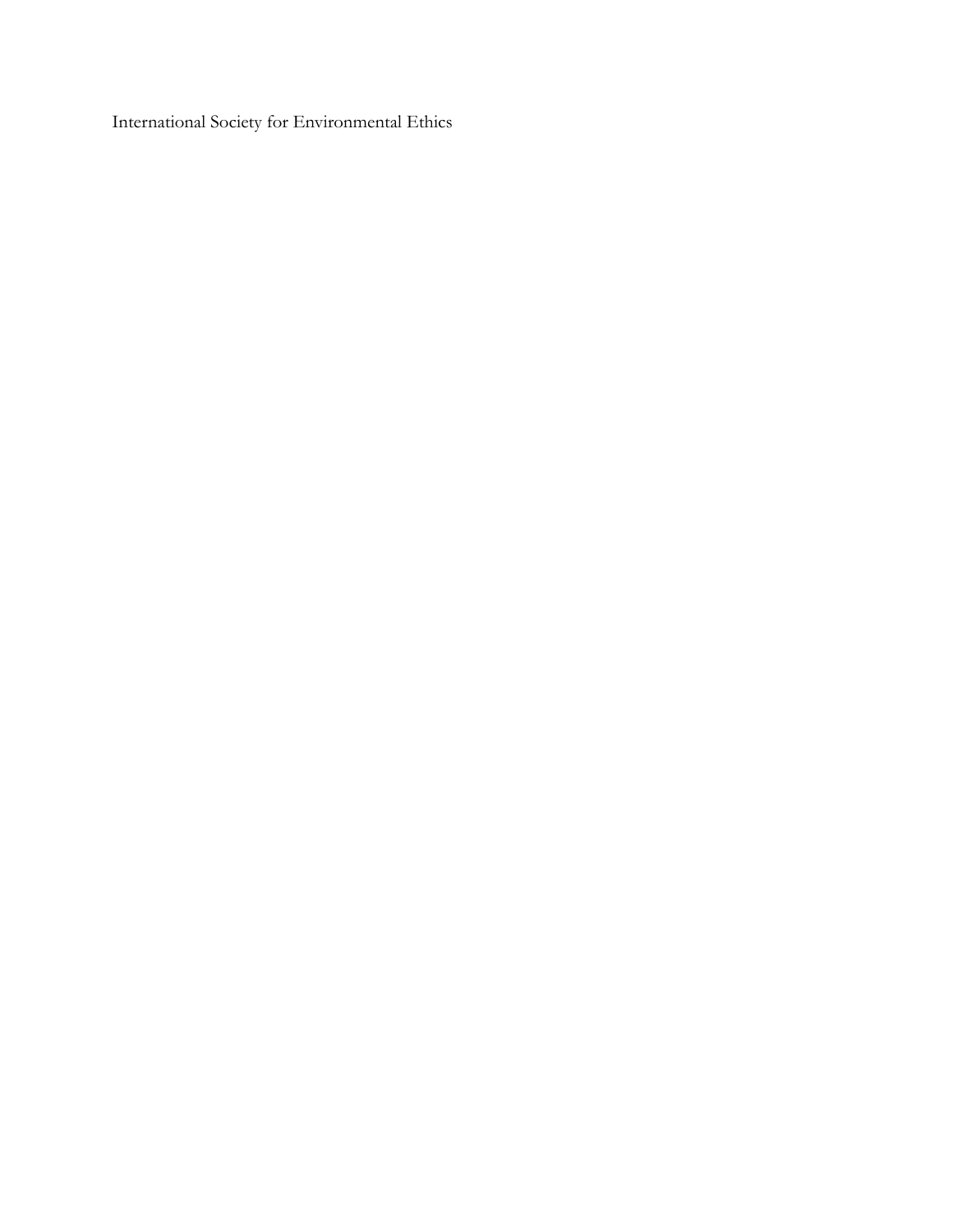International Society for Environmental Ethics